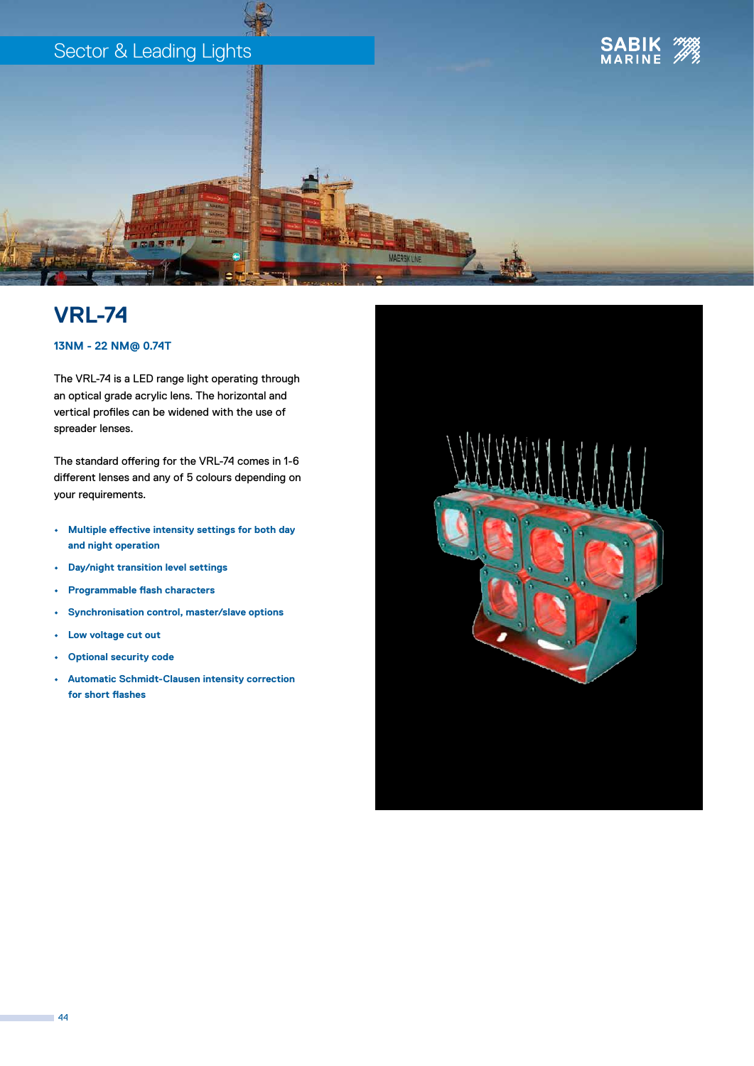# VRL-74

**13NM - 22 NM@ 0.74T**

The VRL-74 is a LED range light operating through an optical grade acrylic lens. The horizontal and vertical profiles can be widened with the use of spreader lenses.

The standard offering for the VRL-74 comes in 1-6 different lenses and any of 5 colours depending on your requirements.

- **Multiple effective intensity settings for both day and night operation**
- **Day/night transition level settings**
- **Programmable flash characters**
- **Synchronisation control, master/slave options**
- **Low voltage cut out**
- **Optional security code**
- **Automatic Schmidt-Clausen intensity correction for short flashes**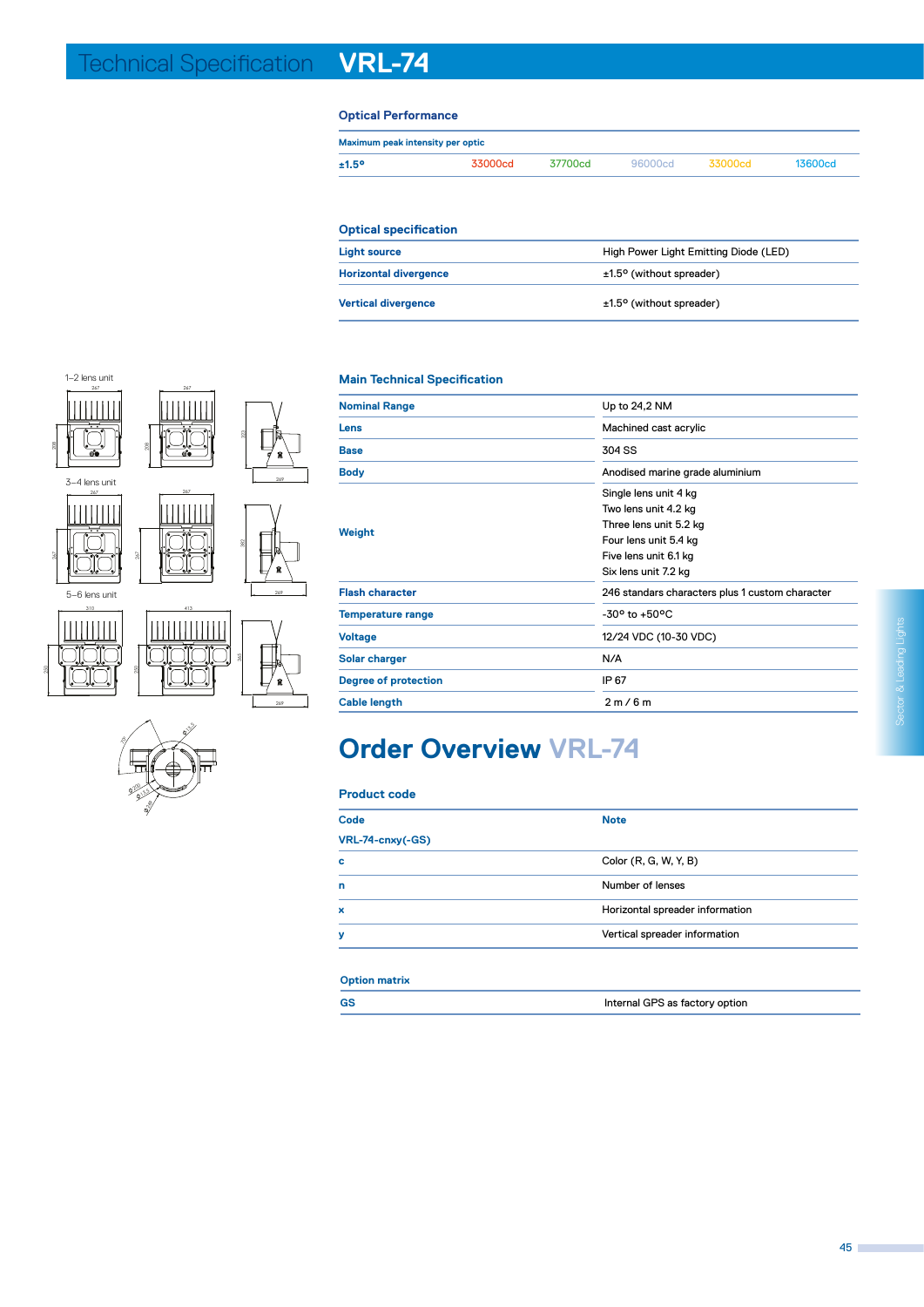# Technical Specification VRL-74

## Optical Performance

| Maximum peak intensity per optic | | | | | |
|---|---|---|---|---|---|
| ±1.5° | 33000cd | 37700cd | 96000cd | 33000cd | 13600cd |

## Optical specification

| | |
|---|---|
| Light source | High Power Light Emitting Diode (LED) |
| Horizontal divergence | ±1.5° (without spreader) |
| Vertical divergence | ±1.5° (without spreader) |

1–2 lens unit

3–4 lens unit

5–6 lens unit

## Main Technical Specification

| | |
|---|---|
| Nominal Range | Up to 24,2 NM |
| Lens | Machined cast acrylic |
| Base | 304 SS |
| Body | Anodised marine grade aluminium |
| Weight | Single lens unit 4 kg<br>Two lens unit 4.2 kg<br>Three lens unit 5.2 kg<br>Four lens unit 5.4 kg<br>Five lens unit 6.1 kg<br>Six lens unit 7.2 kg |
| Flash character | 246 standards characters plus 1 custom character |
| Temperature range | -30° to +50°C |
| Voltage | 12/24 VDC (10-30 VDC) |
| Solar charger | N/A |
| Degree of protection | IP 67 |
| Cable length | 2 m / 6 m |

# Order Overview VRL-74

## Product code

| Code | Note |
|---|---|
| VRL-74-cnxy(-GS) | |
| c | Color (R, G, W, Y, B) |
| n | Number of lenses |
| x | Horizontal spreader information |
| y | Vertical spreader information |

## Option matrix

| | |
|---|---|
| GS | Internal GPS as factory option |